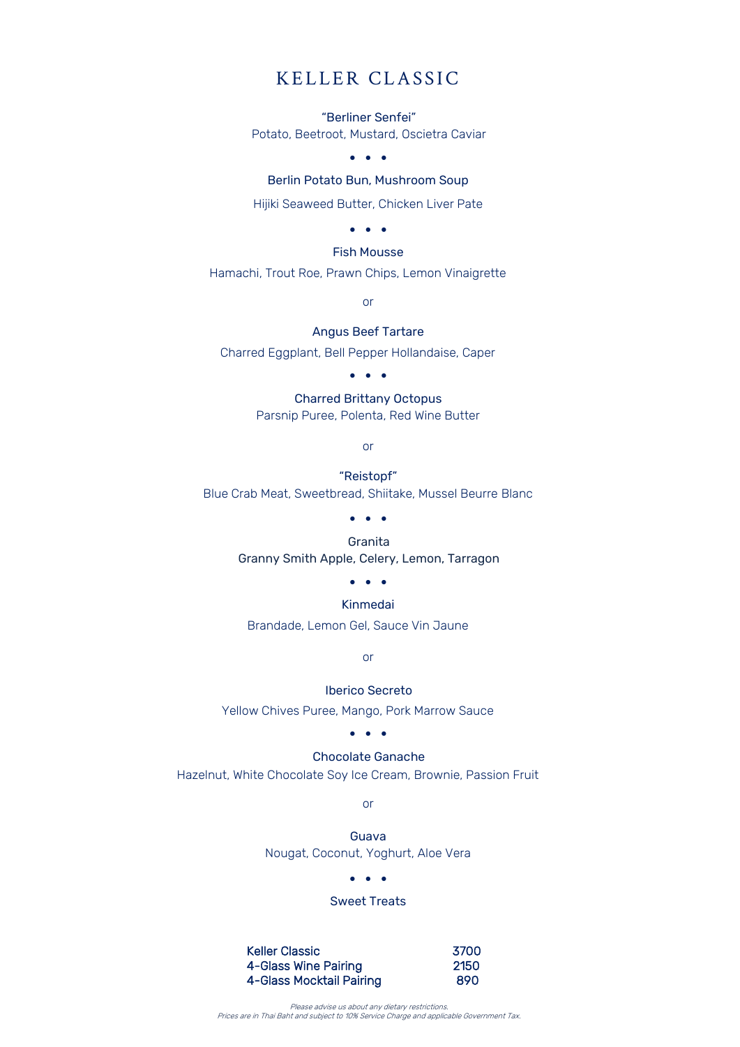# KELLER CLASSIC

"Berliner Senfei"
Potato, Beetroot, Mustard, Oscietra Caviar

• • •

Berlin Potato Bun, Mushroom Soup

Hijiki Seaweed Butter, Chicken Liver Pate

• • •

Fish Mousse

Hamachi, Trout Roe, Prawn Chips, Lemon Vinaigrette

or

Angus Beef Tartare

Charred Eggplant, Bell Pepper Hollandaise, Caper

• • •

Charred Brittany Octopus
Parsnip Puree, Polenta, Red Wine Butter

or

"Reistopf"
Blue Crab Meat, Sweetbread, Shiitake, Mussel Beurre Blanc

• • •

Granita
Granny Smith Apple, Celery, Lemon, Tarragon

• • •

Kinmedai

Brandade, Lemon Gel, Sauce Vin Jaune

or

Iberico Secreto

Yellow Chives Puree, Mango, Pork Marrow Sauce

• • •

Chocolate Ganache

Hazelnut, White Chocolate Soy Ice Cream, Brownie, Passion Fruit

or

Guava
Nougat, Coconut, Yoghurt, Aloe Vera

• • •

Sweet Treats

| | |
|---|---|
| Keller Classic | 3700 |
| 4-Glass Wine Pairing | 2150 |
| 4-Glass Mocktail Pairing | 890 |

*Please advise us about any dietary restrictions.*
*Prices are in Thai Baht and subject to 10% Service Charge and applicable Government Tax.*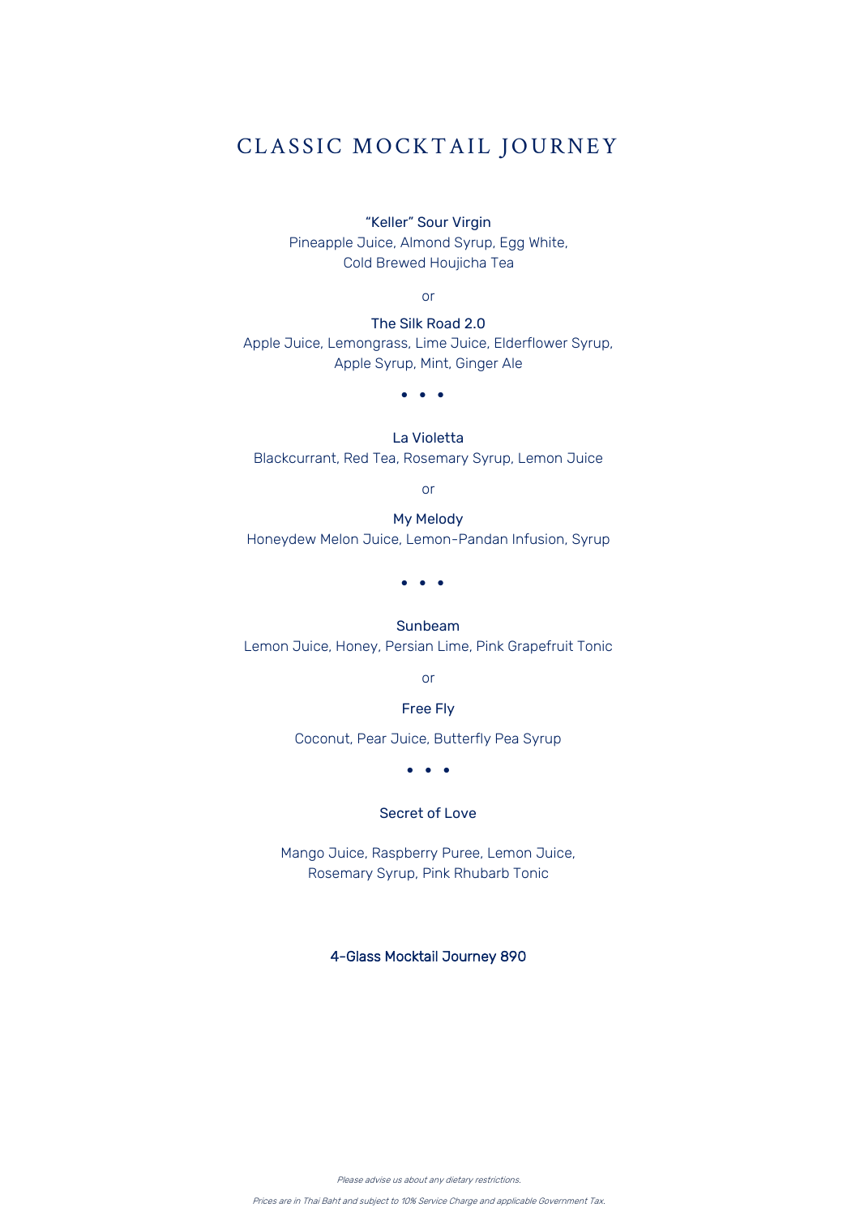# CLASSIC MOCKTAIL JOURNEY

"Keller" Sour Virgin
Pineapple Juice, Almond Syrup, Egg White,
Cold Brewed Houjicha Tea

or

The Silk Road 2.0
Apple Juice, Lemongrass, Lime Juice, Elderflower Syrup,
Apple Syrup, Mint, Ginger Ale

• • •

La Violetta
Blackcurrant, Red Tea, Rosemary Syrup, Lemon Juice

or

My Melody
Honeydew Melon Juice, Lemon-Pandan Infusion, Syrup

• • •

Sunbeam
Lemon Juice, Honey, Persian Lime, Pink Grapefruit Tonic

or

Free Fly
Coconut, Pear Juice, Butterfly Pea Syrup

• • •

Secret of Love
Mango Juice, Raspberry Puree, Lemon Juice,
Rosemary Syrup, Pink Rhubarb Tonic

4-Glass Mocktail Journey 890

*Please advise us about any dietary restrictions.*

*Prices are in Thai Baht and subject to 10% Service Charge and applicable Government Tax.*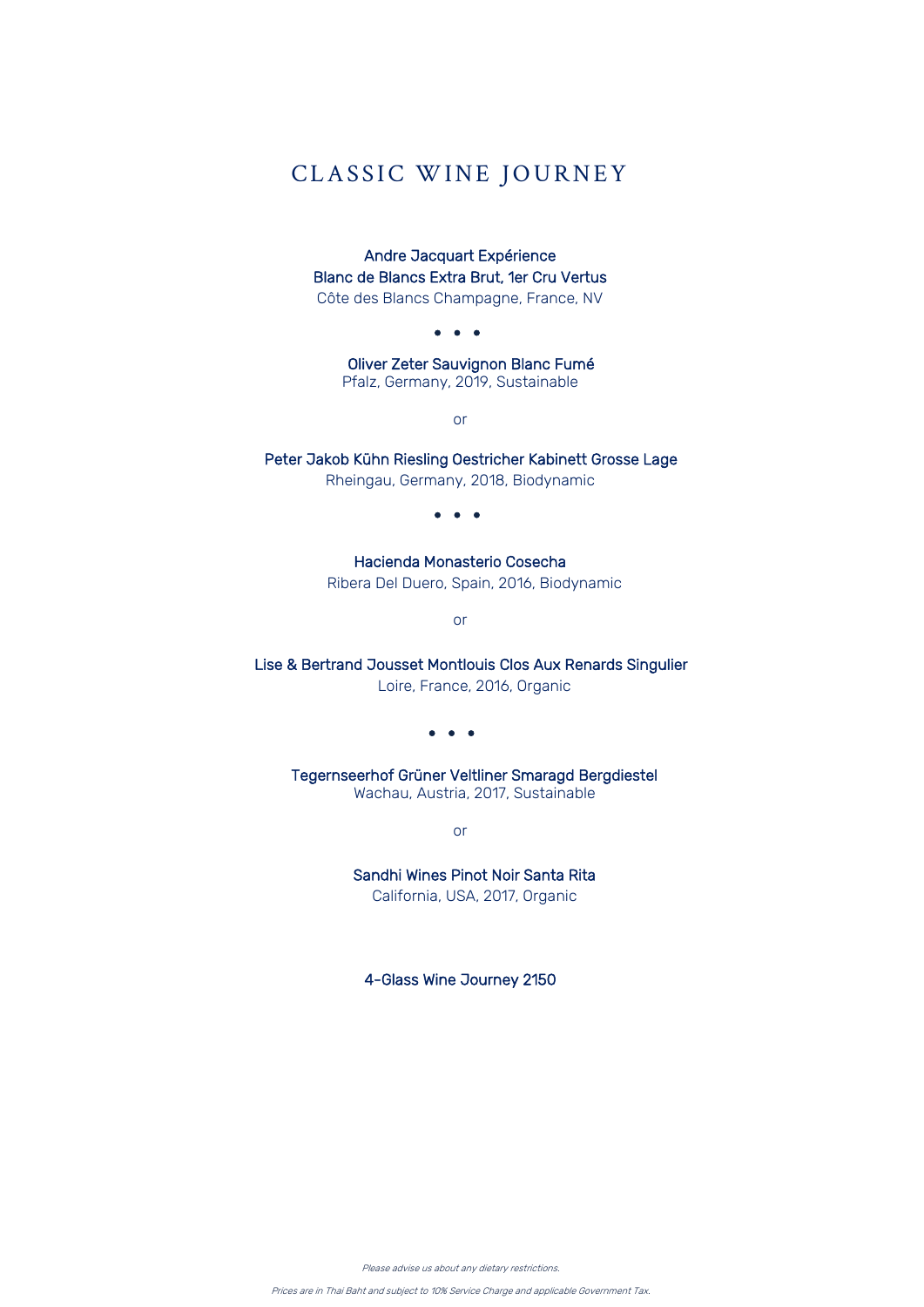# CLASSIC WINE JOURNEY

Andre Jacquart Expérience  
Blanc de Blancs Extra Brut, 1er Cru Vertus  
Côte des Blancs Champagne, France, NV

• • •

Oliver Zeter Sauvignon Blanc Fumé  
Pfalz, Germany, 2019, Sustainable

or

Peter Jakob Kühn Riesling Oestricher Kabinett Grosse Lage  
Rheingau, Germany, 2018, Biodynamic

• • •

Hacienda Monasterio Cosecha  
Ribera Del Duero, Spain, 2016, Biodynamic

or

Lise & Bertrand Jousset Montlouis Clos Aux Renards Singulier  
Loire, France, 2016, Organic

• • •

Tegernseerhof Grüner Veltliner Smaragd Bergdiestel  
Wachau, Austria, 2017, Sustainable

or

Sandhi Wines Pinot Noir Santa Rita  
California, USA, 2017, Organic

4-Glass Wine Journey 2150

*Please advise us about any dietary restrictions.*

*Prices are in Thai Baht and subject to 10% Service Charge and applicable Government Tax.*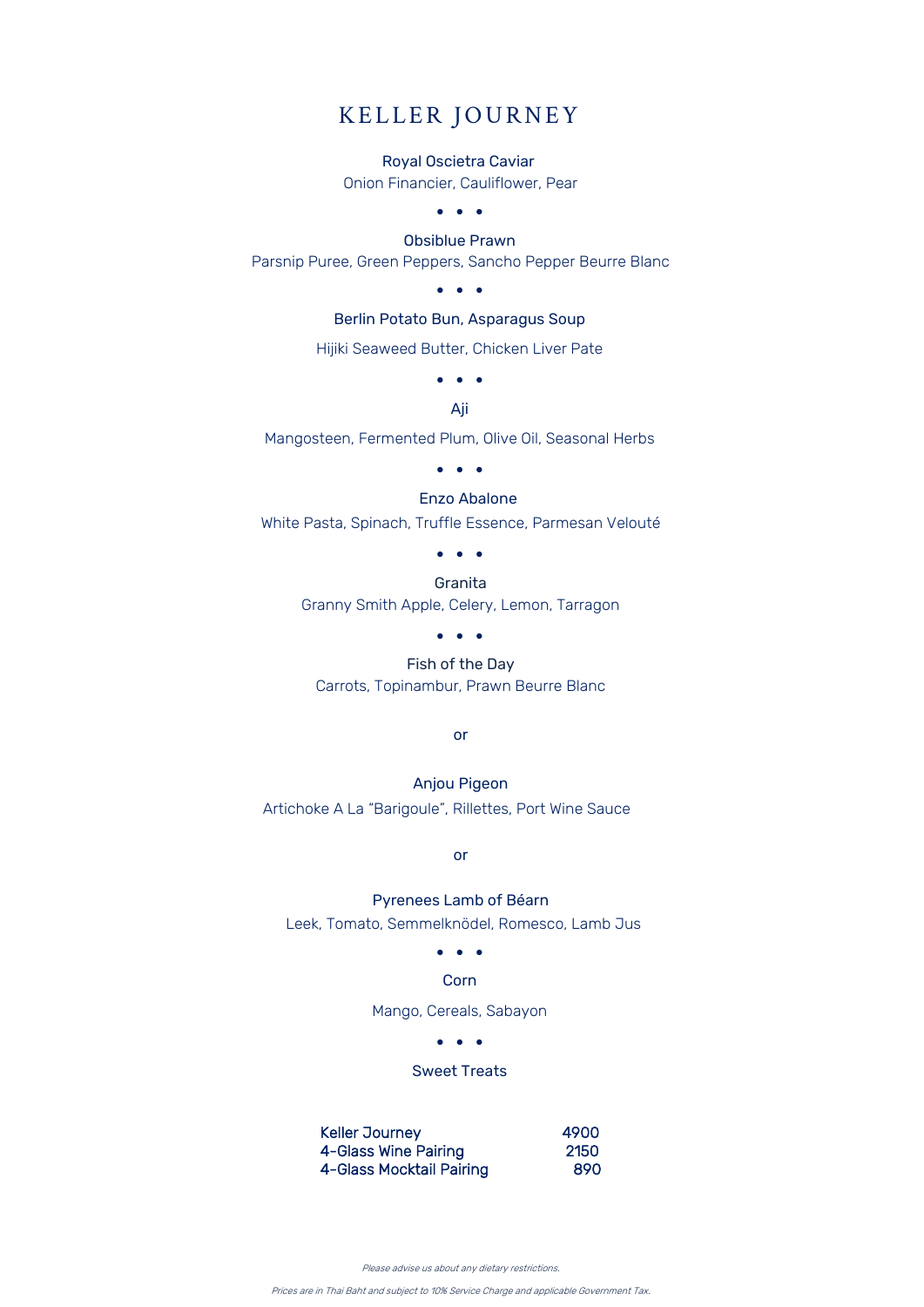# KELLER JOURNEY

Royal Oscietra Caviar

Onion Financier, Cauliflower, Pear

• • •

Obsiblue Prawn

Parsnip Puree, Green Peppers, Sancho Pepper Beurre Blanc

• • •

Berlin Potato Bun, Asparagus Soup

Hijiki Seaweed Butter, Chicken Liver Pate

• • •

Aji

Mangosteen, Fermented Plum, Olive Oil, Seasonal Herbs

• • •

Enzo Abalone

White Pasta, Spinach, Truffle Essence, Parmesan Velouté

• • •

Granita

Granny Smith Apple, Celery, Lemon, Tarragon

• • •

Fish of the Day

Carrots, Topinambur, Prawn Beurre Blanc

or

Anjou Pigeon

Artichoke A La "Barigoule", Rillettes, Port Wine Sauce

or

Pyrenees Lamb of Béarn

Leek, Tomato, Semmelknödel, Romesco, Lamb Jus

• • •

Corn

Mango, Cereals, Sabayon

• • •

Sweet Treats

| | |
|---|---|
| Keller Journey | 4900 |
| 4-Glass Wine Pairing | 2150 |
| 4-Glass Mocktail Pairing | 890 |

*Please advise us about any dietary restrictions.*

*Prices are in Thai Baht and subject to 10% Service Charge and applicable Government Tax.*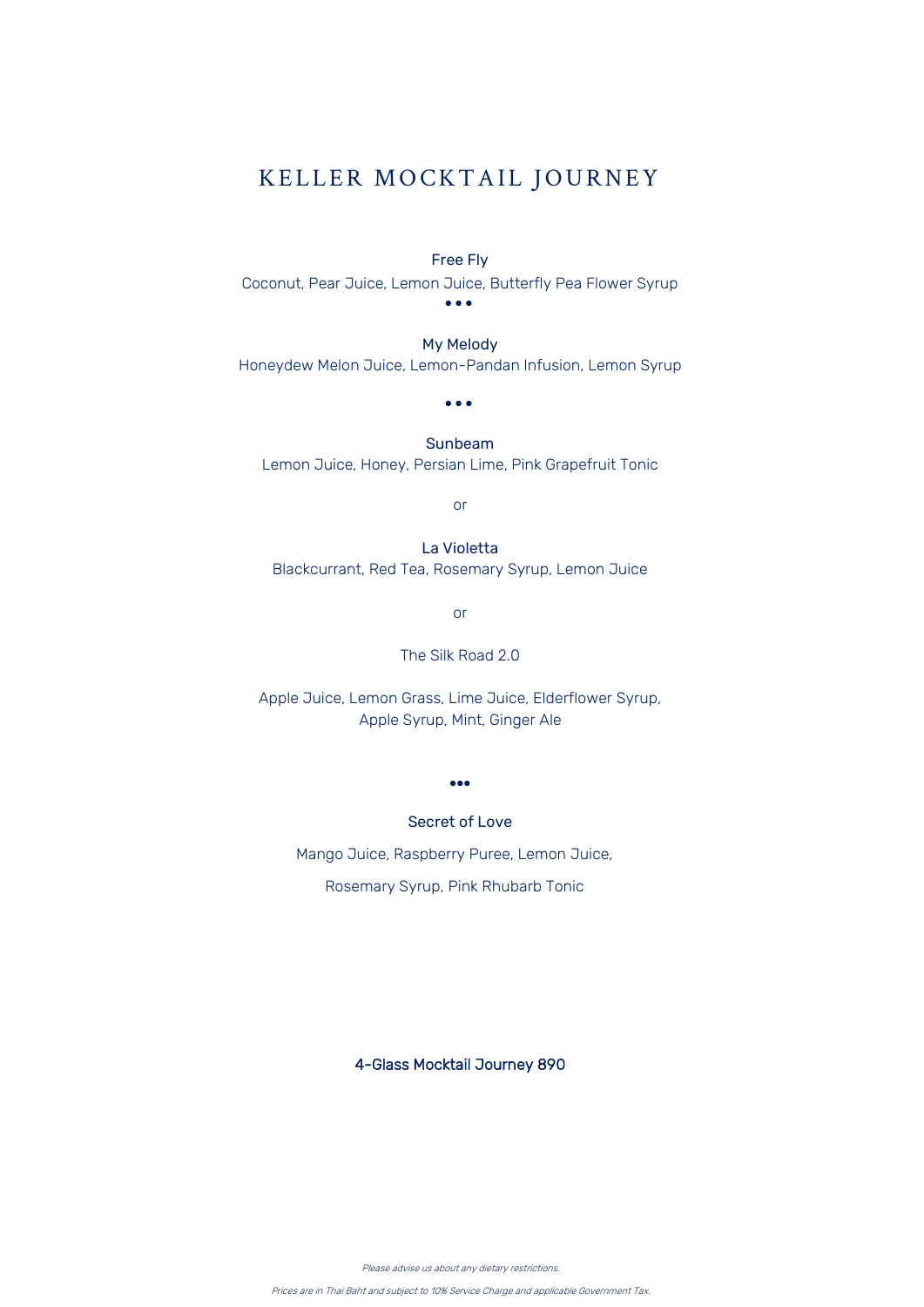# KELLER MOCKTAIL JOURNEY

**Free Fly**

Coconut, Pear Juice, Lemon Juice, Butterfly Pea Flower Syrup

• • •

**My Melody**

Honeydew Melon Juice, Lemon-Pandan Infusion, Lemon Syrup

• • •

**Sunbeam**

Lemon Juice, Honey, Persian Lime, Pink Grapefruit Tonic

or

**La Violetta**

Blackcurrant, Red Tea, Rosemary Syrup, Lemon Juice

or

**The Silk Road 2.0**

Apple Juice, Lemon Grass, Lime Juice, Elderflower Syrup,
Apple Syrup, Mint, Ginger Ale

•••

**Secret of Love**

Mango Juice, Raspberry Puree, Lemon Juice,

Rosemary Syrup, Pink Rhubarb Tonic

**4-Glass Mocktail Journey 890**

*Please advise us about any dietary restrictions.*

*Prices are in Thai Baht and subject to 10% Service Charge and applicable Government Tax.*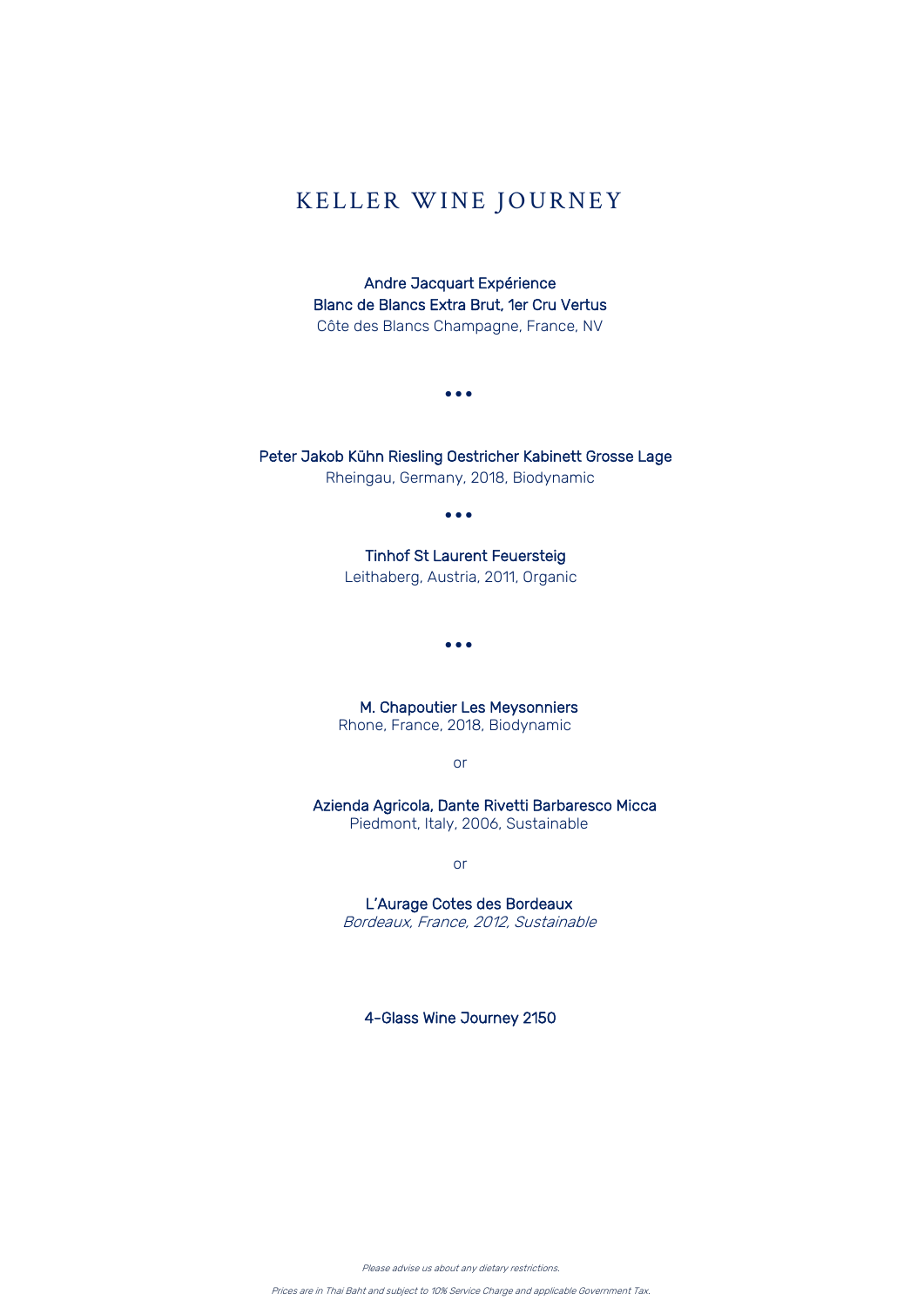# KELLER WINE JOURNEY

**Andre Jacquart Expérience**
**Blanc de Blancs Extra Brut, 1er Cru Vertus**
Côte des Blancs Champagne, France, NV

•••

**Peter Jakob Kühn Riesling Oestricher Kabinett Grosse Lage**
Rheingau, Germany, 2018, Biodynamic

•••

**Tinhof St Laurent Feuersteig**
Leithaberg, Austria, 2011, Organic

•••

**M. Chapoutier Les Meysonniers**
Rhone, France, 2018, Biodynamic

or

**Azienda Agricola, Dante Rivetti Barbaresco Micca**
Piedmont, Italy, 2006, Sustainable

or

**L'Aurage Cotes des Bordeaux**
*Bordeaux, France, 2012, Sustainable*

**4-Glass Wine Journey 2150**

*Please advise us about any dietary restrictions.*

*Prices are in Thai Baht and subject to 10% Service Charge and applicable Government Tax.*